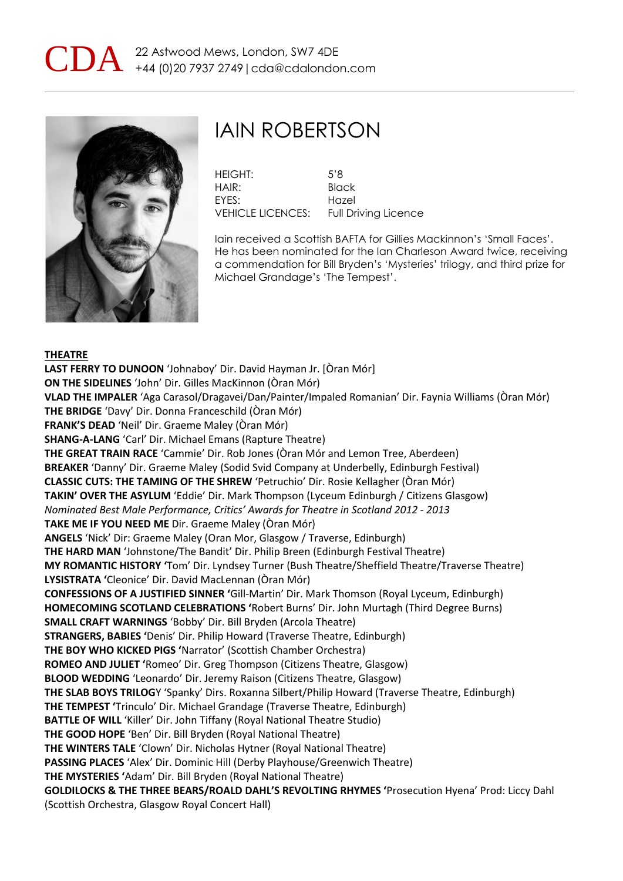CDA 22 Astwood Mews, London, SW7 4DE
+44 (0)20 7937 2749 | cda@cdalondon.com

# IAIN ROBERTSON

| | |
|---|---|
| HEIGHT: | 5'8 |
| HAIR: | Black |
| EYES: | Hazel |
| VEHICLE LICENCES: | Full Driving Licence |

Iain received a Scottish BAFTA for Gillies Mackinnon's 'Small Faces'. He has been nominated for the Ian Charleson Award twice, receiving a commendation for Bill Bryden's 'Mysteries' trilogy, and third prize for Michael Grandage's 'The Tempest'.

## THEATRE

**LAST FERRY TO DUNOON** 'Johnaboy' Dir. David Hayman Jr. [Òran Mór]
**ON THE SIDELINES** 'John' Dir. Gilles MacKinnon (Òran Mór)
**VLAD THE IMPALER** 'Aga Carasol/Dragavei/Dan/Painter/Impaled Romanian' Dir. Faynia Williams (Òran Mór)
**THE BRIDGE** 'Davy' Dir. Donna Franceschild (Òran Mór)
**FRANK'S DEAD** 'Neil' Dir. Graeme Maley (Òran Mór)
**SHANG-A-LANG** 'Carl' Dir. Michael Emans (Rapture Theatre)
**THE GREAT TRAIN RACE** 'Cammie' Dir. Rob Jones (Òran Mór and Lemon Tree, Aberdeen)
**BREAKER** 'Danny' Dir. Graeme Maley (Sodid Svid Company at Underbelly, Edinburgh Festival)
**CLASSIC CUTS: THE TAMING OF THE SHREW** 'Petruchio' Dir. Rosie Kellagher (Òran Mór)
**TAKIN' OVER THE ASYLUM** 'Eddie' Dir. Mark Thompson (Lyceum Edinburgh / Citizens Glasgow)
*Nominated Best Male Performance, Critics' Awards for Theatre in Scotland 2012 - 2013*
**TAKE ME IF YOU NEED ME** Dir. Graeme Maley (Òran Mór)
**ANGELS** 'Nick' Dir: Graeme Maley (Oran Mor, Glasgow / Traverse, Edinburgh)
**THE HARD MAN** 'Johnstone/The Bandit' Dir. Philip Breen (Edinburgh Festival Theatre)
**MY ROMANTIC HISTORY** 'Tom' Dir. Lyndsey Turner (Bush Theatre/Sheffield Theatre/Traverse Theatre)
**LYSISTRATA** 'Cleonice' Dir. David MacLennan (Òran Mór)
**CONFESSIONS OF A JUSTIFIED SINNER** 'Gill-Martin' Dir. Mark Thomson (Royal Lyceum, Edinburgh)
**HOMECOMING SCOTLAND CELEBRATIONS** 'Robert Burns' Dir. John Murtagh (Third Degree Burns)
**SMALL CRAFT WARNINGS** 'Bobby' Dir. Bill Bryden (Arcola Theatre)
**STRANGERS, BABIES** 'Denis' Dir. Philip Howard (Traverse Theatre, Edinburgh)
**THE BOY WHO KICKED PIGS** 'Narrator' (Scottish Chamber Orchestra)
**ROMEO AND JULIET** 'Romeo' Dir. Greg Thompson (Citizens Theatre, Glasgow)
**BLOOD WEDDING** 'Leonardo' Dir. Jeremy Raison (Citizens Theatre, Glasgow)
**THE SLAB BOYS TRILOGY** 'Spanky' Dirs. Roxanna Silbert/Philip Howard (Traverse Theatre, Edinburgh)
**THE TEMPEST** 'Trinculo' Dir. Michael Grandage (Traverse Theatre, Edinburgh)
**BATTLE OF WILL** 'Killer' Dir. John Tiffany (Royal National Theatre Studio)
**THE GOOD HOPE** 'Ben' Dir. Bill Bryden (Royal National Theatre)
**THE WINTERS TALE** 'Clown' Dir. Nicholas Hytner (Royal National Theatre)
**PASSING PLACES** 'Alex' Dir. Dominic Hill (Derby Playhouse/Greenwich Theatre)
**THE MYSTERIES** 'Adam' Dir. Bill Bryden (Royal National Theatre)
**GOLDILOCKS & THE THREE BEARS/ROALD DAHL'S REVOLTING RHYMES** 'Prosecution Hyena' Prod: Liccy Dahl (Scottish Orchestra, Glasgow Royal Concert Hall)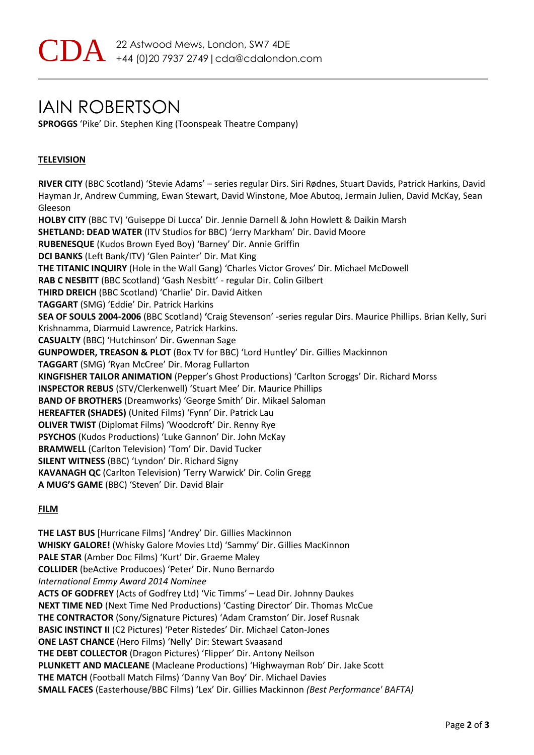CDA 22 Astwood Mews, London, SW7 4DE
+44 (0)20 7937 2749 | cda@cdalondon.com

# IAIN ROBERTSON

**SPROGGS** 'Pike' Dir. Stephen King (Toonspeak Theatre Company)

**TELEVISION**

**RIVER CITY** (BBC Scotland) 'Stevie Adams' – series regular Dirs. Siri Rødnes, Stuart Davids, Patrick Harkins, David Hayman Jr, Andrew Cumming, Ewan Stewart, David Winstone, Moe Abutoq, Jermain Julien, David McKay, Sean Gleeson
**HOLBY CITY** (BBC TV) 'Guiseppe Di Lucca' Dir. Jennie Darnell & John Howlett & Daikin Marsh
**SHETLAND: DEAD WATER** (ITV Studios for BBC) 'Jerry Markham' Dir. David Moore
**RUBENESQUE** (Kudos Brown Eyed Boy) 'Barney' Dir. Annie Griffin
**DCI BANKS** (Left Bank/ITV) 'Glen Painter' Dir. Mat King
**THE TITANIC INQUIRY** (Hole in the Wall Gang) 'Charles Victor Groves' Dir. Michael McDowell
**RAB C NESBITT** (BBC Scotland) 'Gash Nesbitt' - regular Dir. Colin Gilbert
**THIRD DREICH** (BBC Scotland) 'Charlie' Dir. David Aitken
**TAGGART** (SMG) 'Eddie' Dir. Patrick Harkins
**SEA OF SOULS 2004-2006** (BBC Scotland) **'**Craig Stevenson' -series regular Dirs. Maurice Phillips. Brian Kelly, Suri Krishnamma, Diarmuid Lawrence, Patrick Harkins.
**CASUALTY** (BBC) 'Hutchinson' Dir. Gwennan Sage
**GUNPOWDER, TREASON & PLOT** (Box TV for BBC) 'Lord Huntley' Dir. Gillies Mackinnon
**TAGGART** (SMG) 'Ryan McCree' Dir. Morag Fullarton
**KINGFISHER TAILOR ANIMATION** (Pepper's Ghost Productions) 'Carlton Scroggs' Dir. Richard Morss
**INSPECTOR REBUS** (STV/Clerkenwell) 'Stuart Mee' Dir. Maurice Phillips
**BAND OF BROTHERS** (Dreamworks) 'George Smith' Dir. Mikael Saloman
**HEREAFTER (SHADES)** (United Films) 'Fynn' Dir. Patrick Lau
**OLIVER TWIST** (Diplomat Films) 'Woodcroft' Dir. Renny Rye
**PSYCHOS** (Kudos Productions) 'Luke Gannon' Dir. John McKay
**BRAMWELL** (Carlton Television) 'Tom' Dir. David Tucker
**SILENT WITNESS** (BBC) 'Lyndon' Dir. Richard Signy
**KAVANAGH QC** (Carlton Television) 'Terry Warwick' Dir. Colin Gregg
**A MUG'S GAME** (BBC) 'Steven' Dir. David Blair

**FILM**

**THE LAST BUS** [Hurricane Films] 'Andrey' Dir. Gillies Mackinnon
**WHISKY GALORE!** (Whisky Galore Movies Ltd) 'Sammy' Dir. Gillies MacKinnon
**PALE STAR** (Amber Doc Films) 'Kurt' Dir. Graeme Maley
**COLLIDER** (beActive Producoes) 'Peter' Dir. Nuno Bernardo
*International Emmy Award 2014 Nominee*
**ACTS OF GODFREY** (Acts of Godfrey Ltd) 'Vic Timms' – Lead Dir. Johnny Daukes
**NEXT TIME NED** (Next Time Ned Productions) 'Casting Director' Dir. Thomas McCue
**THE CONTRACTOR** (Sony/Signature Pictures) 'Adam Cramston' Dir. Josef Rusnak
**BASIC INSTINCT II** (C2 Pictures) 'Peter Ristedes' Dir. Michael Caton-Jones
**ONE LAST CHANCE** (Hero Films) 'Nelly' Dir: Stewart Svaasand
**THE DEBT COLLECTOR** (Dragon Pictures) 'Flipper' Dir. Antony Neilson
**PLUNKETT AND MACLEANE** (Macleane Productions) 'Highwayman Rob' Dir. Jake Scott
**THE MATCH** (Football Match Films) 'Danny Van Boy' Dir. Michael Davies
**SMALL FACES** (Easterhouse/BBC Films) 'Lex' Dir. Gillies Mackinnon *(Best Performance' BAFTA)*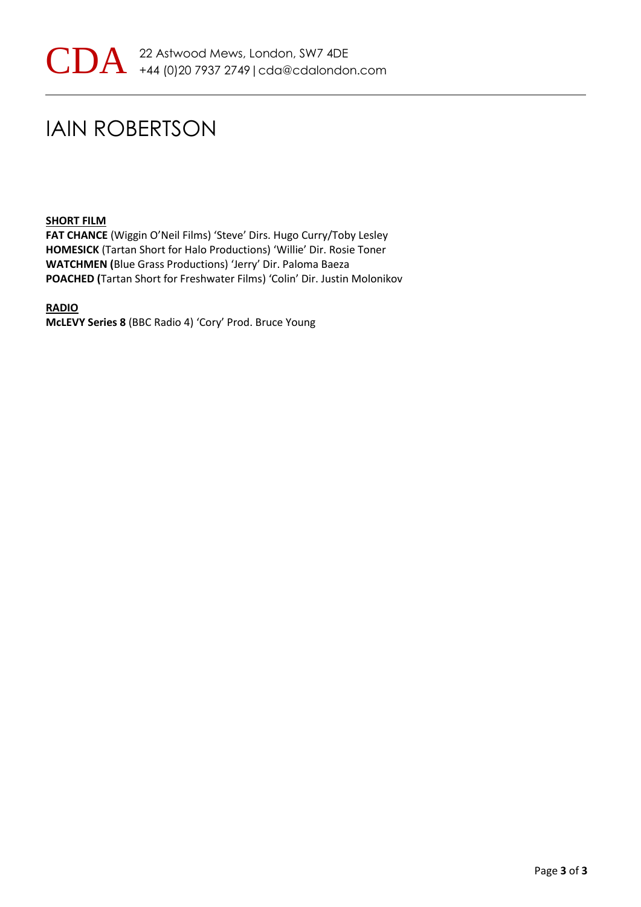CDA 22 Astwood Mews, London, SW7 4DE
+44 (0)20 7937 2749 | cda@cdalondon.com

# IAIN ROBERTSON

**SHORT FILM**

**FAT CHANCE** (Wiggin O'Neil Films) 'Steve' Dirs. Hugo Curry/Toby Lesley
**HOMESICK** (Tartan Short for Halo Productions) 'Willie' Dir. Rosie Toner
**WATCHMEN (**Blue Grass Productions) 'Jerry' Dir. Paloma Baeza
**POACHED (**Tartan Short for Freshwater Films) 'Colin' Dir. Justin Molonikov

**RADIO**

**McLEVY Series 8** (BBC Radio 4) 'Cory' Prod. Bruce Young